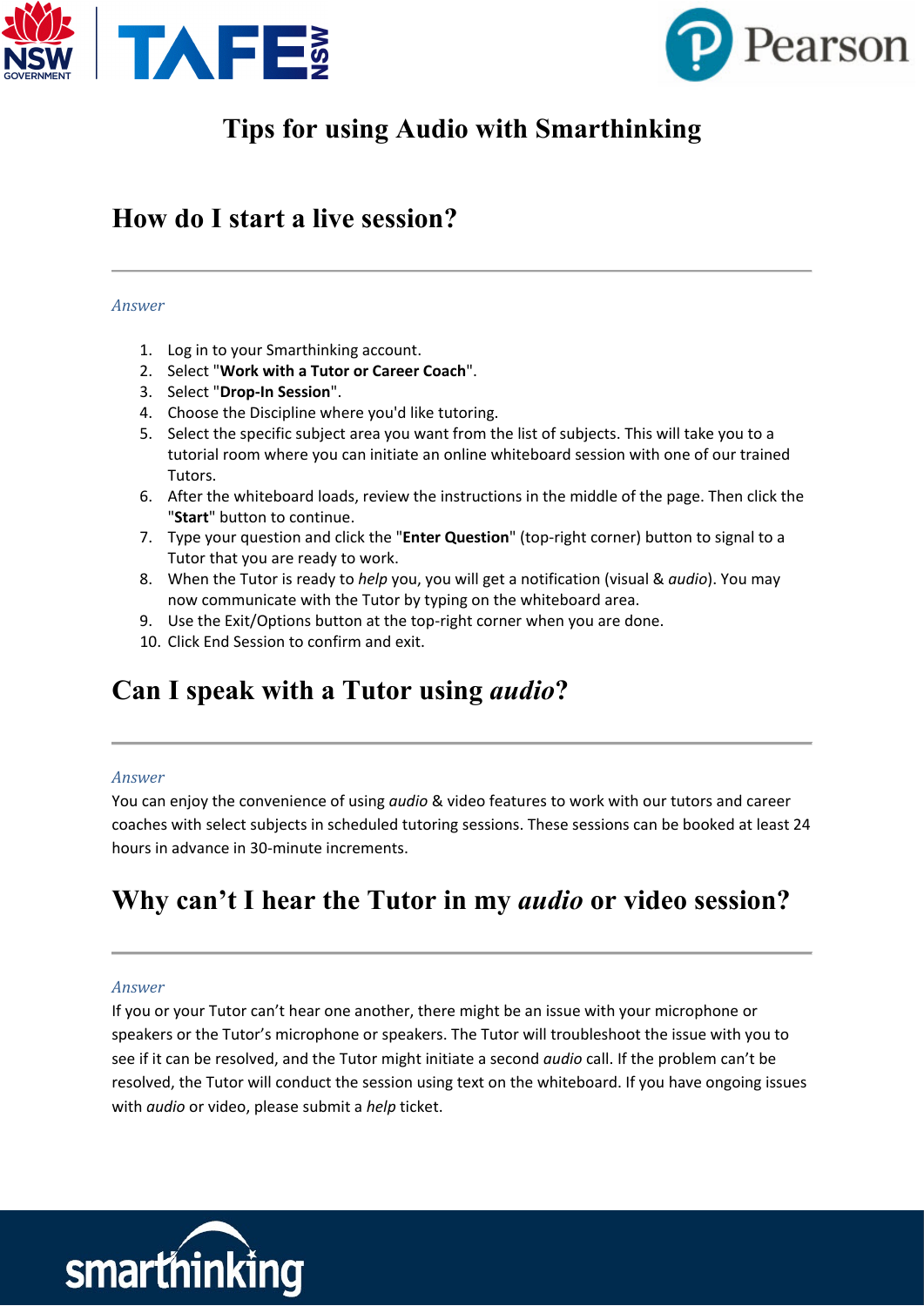# Tips for using Audio with Smarthinking

## How do I start a live session?

---

*Answer*

1. Log in to your Smarthinking account.
2. Select "**Work with a Tutor or Career Coach**".
3. Select "**Drop-In Session**".
4. Choose the Discipline where you'd like tutoring.
5. Select the specific subject area you want from the list of subjects. This will take you to a tutorial room where you can initiate an online whiteboard session with one of our trained Tutors.
6. After the whiteboard loads, review the instructions in the middle of the page. Then click the "**Start**" button to continue.
7. Type your question and click the "**Enter Question**" (top-right corner) button to signal to a Tutor that you are ready to work.
8. When the Tutor is ready to *help* you, you will get a notification (visual & *audio*). You may now communicate with the Tutor by typing on the whiteboard area.
9. Use the Exit/Options button at the top-right corner when you are done.
10. Click End Session to confirm and exit.

## Can I speak with a Tutor using *audio*?

---

*Answer*

You can enjoy the convenience of using *audio* & video features to work with our tutors and career coaches with select subjects in scheduled tutoring sessions. These sessions can be booked at least 24 hours in advance in 30-minute increments.

## Why can't I hear the Tutor in my *audio* or video session?

---

*Answer*

If you or your Tutor can't hear one another, there might be an issue with your microphone or speakers or the Tutor's microphone or speakers. The Tutor will troubleshoot the issue with you to see if it can be resolved, and the Tutor might initiate a second *audio* call. If the problem can't be resolved, the Tutor will conduct the session using text on the whiteboard. If you have ongoing issues with *audio* or video, please submit a *help* ticket.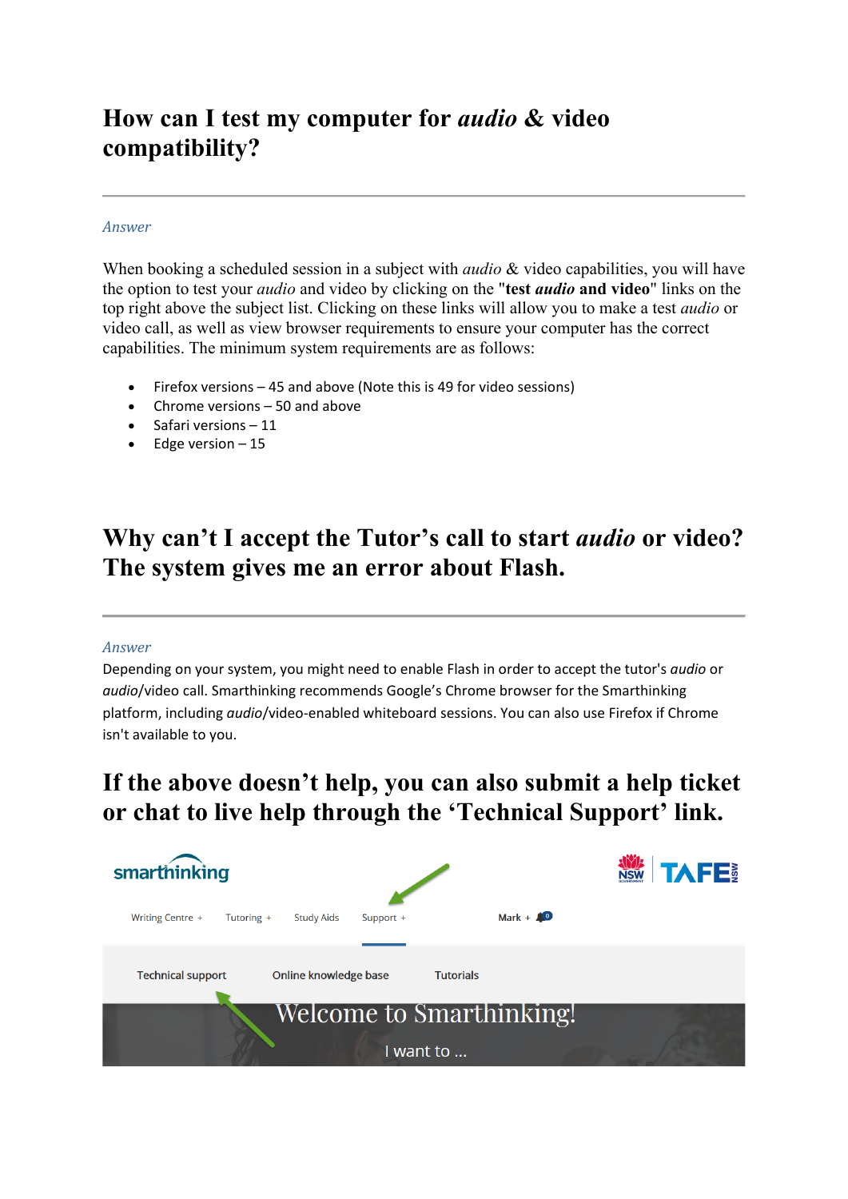# How can I test my computer for *audio* & video compatibility?

---

*Answer*

When booking a scheduled session in a subject with *audio* & video capabilities, you will have the option to test your *audio* and video by clicking on the "**test *audio* and video**" links on the top right above the subject list. Clicking on these links will allow you to make a test *audio* or video call, as well as view browser requirements to ensure your computer has the correct capabilities. The minimum system requirements are as follows:

- Firefox versions – 45 and above (Note this is 49 for video sessions)
- Chrome versions – 50 and above
- Safari versions – 11
- Edge version – 15

# Why can't I accept the Tutor's call to start *audio* or video? The system gives me an error about Flash.

---

*Answer*

Depending on your system, you might need to enable Flash in order to accept the tutor's *audio* or *audio*/video call. Smarthinking recommends Google's Chrome browser for the Smarthinking platform, including *audio*/video-enabled whiteboard sessions. You can also use Firefox if Chrome isn't available to you.

# If the above doesn't help, you can also submit a help ticket or chat to live help through the 'Technical Support' link.

smarthinking

Writing Centre + Tutoring + Study Aids Support + Mark +

Technical support Online knowledge base Tutorials

Welcome to Smarthinking!

I want to ...